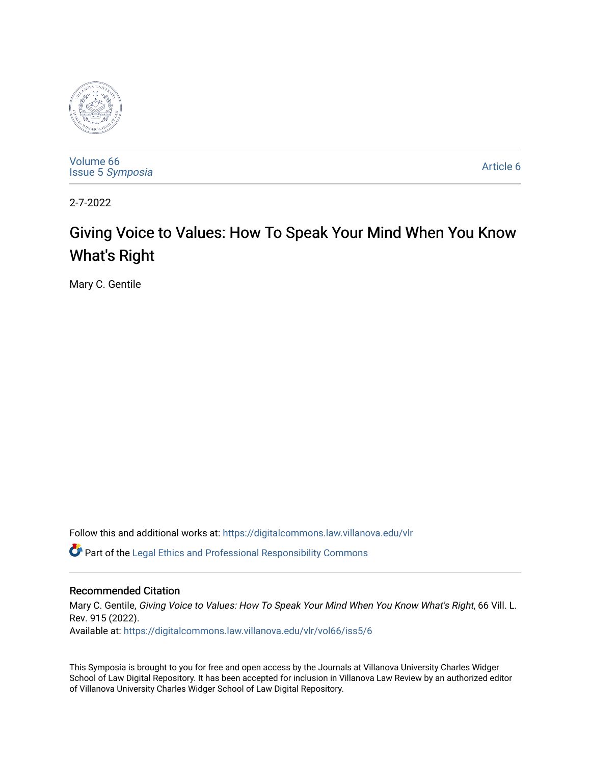Volume 66
Issue 5 *Symposia*

Article 6

2-7-2022

# Giving Voice to Values: How To Speak Your Mind When You Know What's Right

Mary C. Gentile

Follow this and additional works at: https://digitalcommons.law.villanova.edu/vlr

Part of the Legal Ethics and Professional Responsibility Commons

## Recommended Citation

Mary C. Gentile, *Giving Voice to Values: How To Speak Your Mind When You Know What's Right*, 66 Vill. L. Rev. 915 (2022).
Available at: https://digitalcommons.law.villanova.edu/vlr/vol66/iss5/6

This Symposia is brought to you for free and open access by the Journals at Villanova University Charles Widger School of Law Digital Repository. It has been accepted for inclusion in Villanova Law Review by an authorized editor of Villanova University Charles Widger School of Law Digital Repository.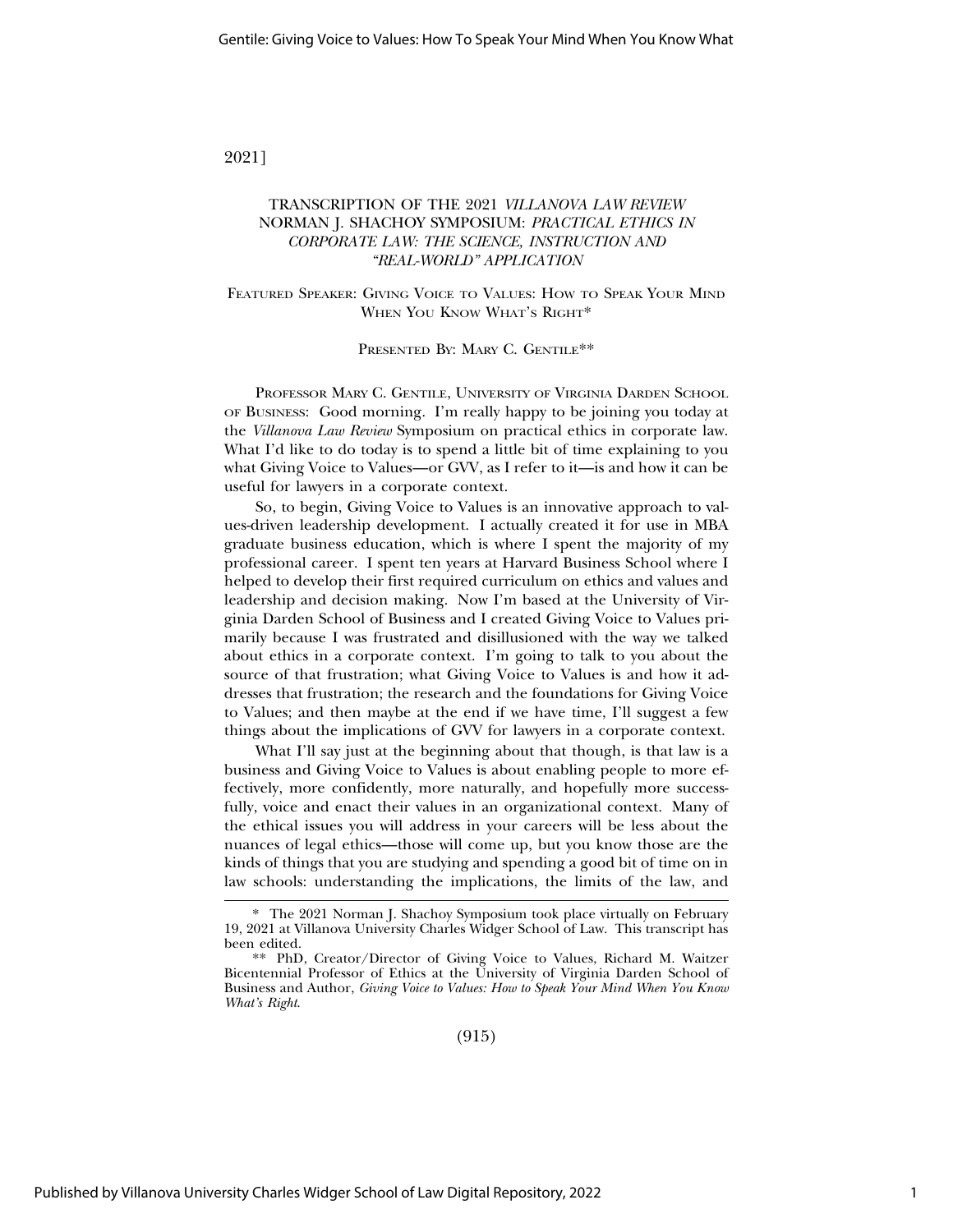TRANSCRIPTION OF THE 2021 *VILLANOVA LAW REVIEW* NORMAN J. SHACHOY SYMPOSIUM: *PRACTICAL ETHICS IN CORPORATE LAW: THE SCIENCE, INSTRUCTION AND "REAL-WORLD" APPLICATION*

FEATURED SPEAKER: GIVING VOICE TO VALUES: HOW TO SPEAK YOUR MIND WHEN YOU KNOW WHAT'S RIGHT*

PRESENTED BY: MARY C. GENTILE**

PROFESSOR MARY C. GENTILE, UNIVERSITY OF VIRGINIA DARDEN SCHOOL OF BUSINESS: Good morning. I'm really happy to be joining you today at the *Villanova Law Review* Symposium on practical ethics in corporate law. What I'd like to do today is to spend a little bit of time explaining to you what Giving Voice to Values—or GVV, as I refer to it—is and how it can be useful for lawyers in a corporate context.

So, to begin, Giving Voice to Values is an innovative approach to values-driven leadership development. I actually created it for use in MBA graduate business education, which is where I spent the majority of my professional career. I spent ten years at Harvard Business School where I helped to develop their first required curriculum on ethics and values and leadership and decision making. Now I'm based at the University of Virginia Darden School of Business and I created Giving Voice to Values primarily because I was frustrated and disillusioned with the way we talked about ethics in a corporate context. I'm going to talk to you about the source of that frustration; what Giving Voice to Values is and how it addresses that frustration; the research and the foundations for Giving Voice to Values; and then maybe at the end if we have time, I'll suggest a few things about the implications of GVV for lawyers in a corporate context.

What I'll say just at the beginning about that though, is that law is a business and Giving Voice to Values is about enabling people to more effectively, more confidently, more naturally, and hopefully more successfully, voice and enact their values in an organizational context. Many of the ethical issues you will address in your careers will be less about the nuances of legal ethics—those will come up, but you know those are the kinds of things that you are studying and spending a good bit of time on in law schools: understanding the implications, the limits of the law, and

---

\* The 2021 Norman J. Shachoy Symposium took place virtually on February 19, 2021 at Villanova University Charles Widger School of Law. This transcript has been edited.

\*\* PhD, Creator/Director of Giving Voice to Values, Richard M. Waitzer Bicentennial Professor of Ethics at the University of Virginia Darden School of Business and Author, *Giving Voice to Values: How to Speak Your Mind When You Know What's Right*.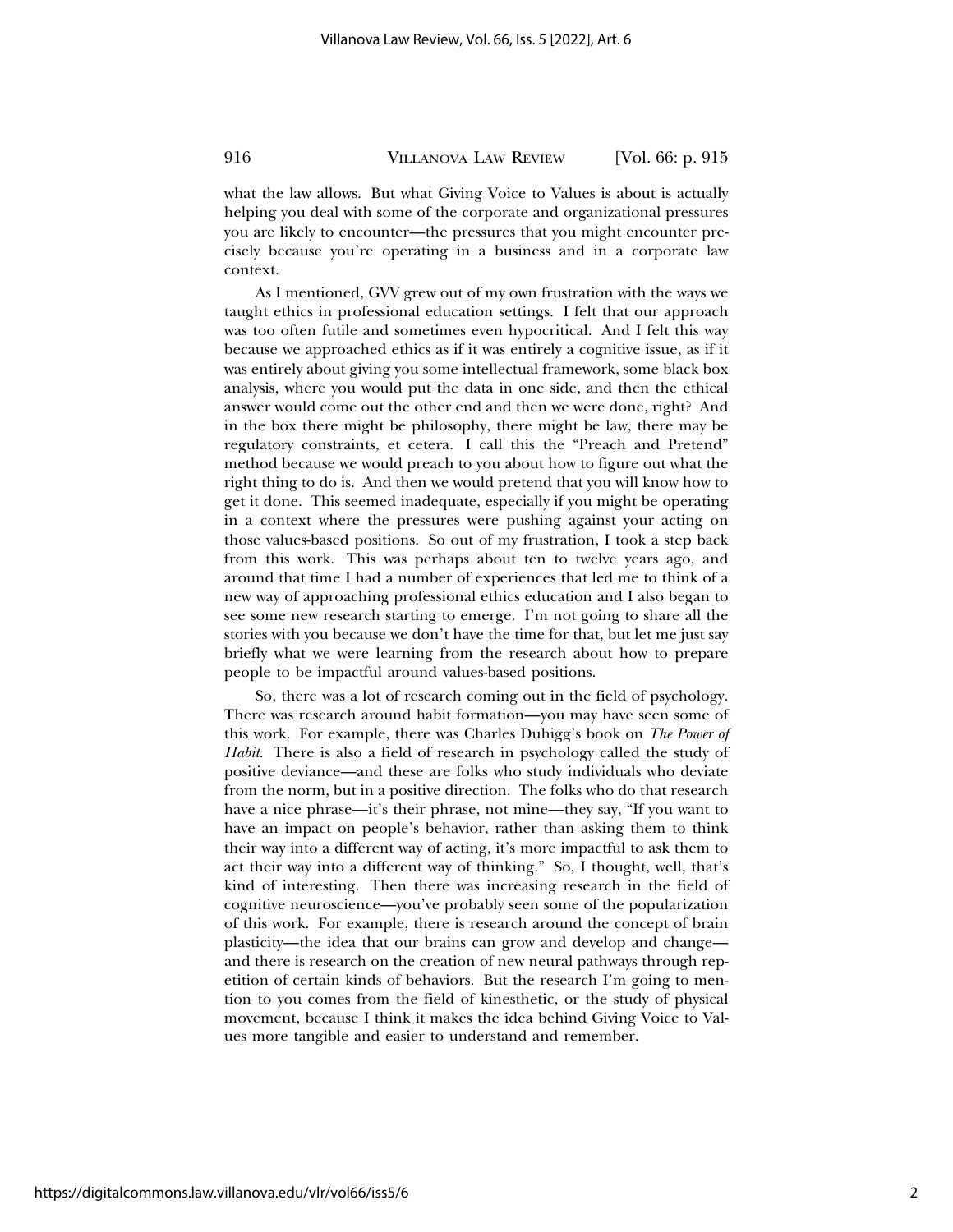what the law allows. But what Giving Voice to Values is about is actually helping you deal with some of the corporate and organizational pressures you are likely to encounter—the pressures that you might encounter precisely because you're operating in a business and in a corporate law context.

As I mentioned, GVV grew out of my own frustration with the ways we taught ethics in professional education settings. I felt that our approach was too often futile and sometimes even hypocritical. And I felt this way because we approached ethics as if it was entirely a cognitive issue, as if it was entirely about giving you some intellectual framework, some black box analysis, where you would put the data in one side, and then the ethical answer would come out the other end and then we were done, right? And in the box there might be philosophy, there might be law, there may be regulatory constraints, et cetera. I call this the "Preach and Pretend" method because we would preach to you about how to figure out what the right thing to do is. And then we would pretend that you will know how to get it done. This seemed inadequate, especially if you might be operating in a context where the pressures were pushing against your acting on those values-based positions. So out of my frustration, I took a step back from this work. This was perhaps about ten to twelve years ago, and around that time I had a number of experiences that led me to think of a new way of approaching professional ethics education and I also began to see some new research starting to emerge. I'm not going to share all the stories with you because we don't have the time for that, but let me just say briefly what we were learning from the research about how to prepare people to be impactful around values-based positions.

So, there was a lot of research coming out in the field of psychology. There was research around habit formation—you may have seen some of this work. For example, there was Charles Duhigg's book on *The Power of Habit*. There is also a field of research in psychology called the study of positive deviance—and these are folks who study individuals who deviate from the norm, but in a positive direction. The folks who do that research have a nice phrase—it's their phrase, not mine—they say, "If you want to have an impact on people's behavior, rather than asking them to think their way into a different way of acting, it's more impactful to ask them to act their way into a different way of thinking." So, I thought, well, that's kind of interesting. Then there was increasing research in the field of cognitive neuroscience—you've probably seen some of the popularization of this work. For example, there is research around the concept of brain plasticity—the idea that our brains can grow and develop and change—and there is research on the creation of new neural pathways through repetition of certain kinds of behaviors. But the research I'm going to mention to you comes from the field of kinesthetic, or the study of physical movement, because I think it makes the idea behind Giving Voice to Values more tangible and easier to understand and remember.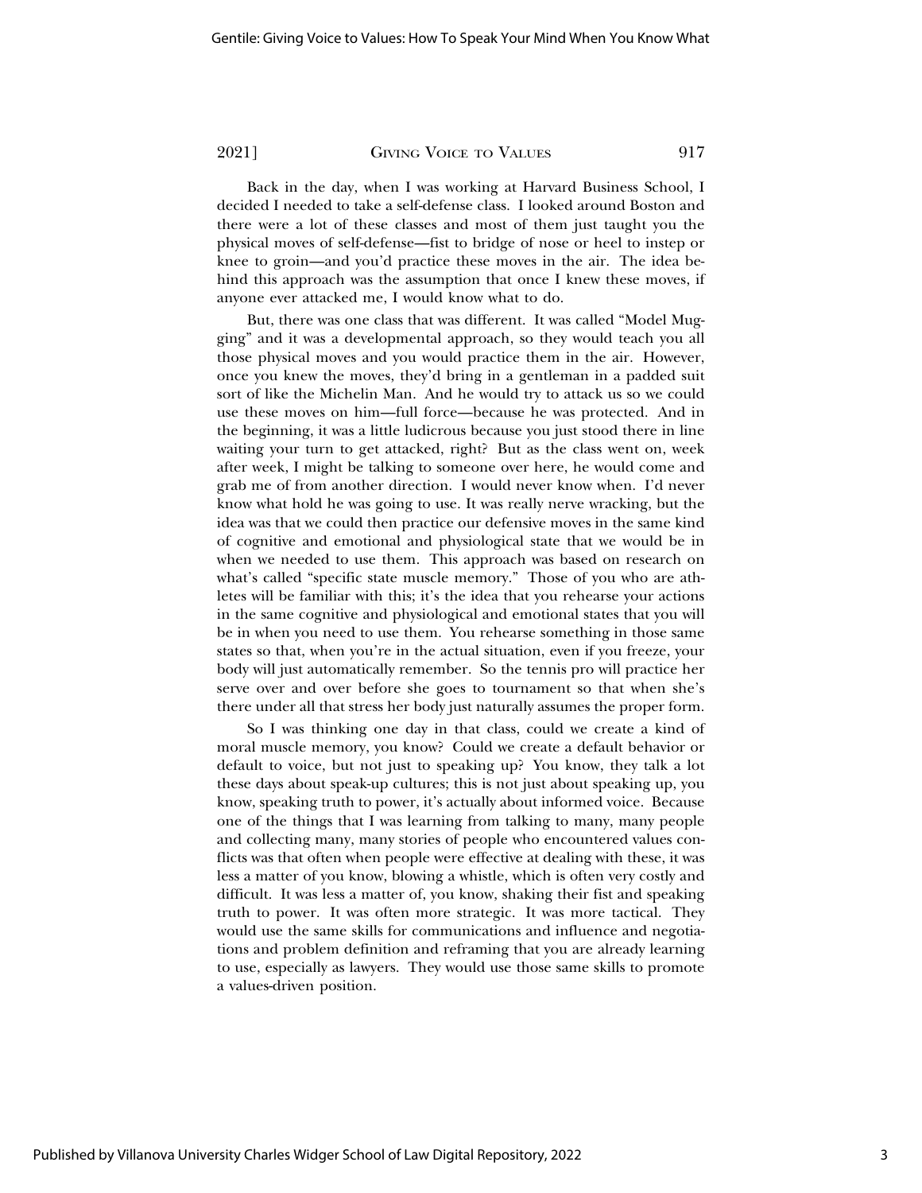Back in the day, when I was working at Harvard Business School, I decided I needed to take a self-defense class. I looked around Boston and there were a lot of these classes and most of them just taught you the physical moves of self-defense—fist to bridge of nose or heel to instep or knee to groin—and you'd practice these moves in the air. The idea behind this approach was the assumption that once I knew these moves, if anyone ever attacked me, I would know what to do.

But, there was one class that was different. It was called "Model Mugging" and it was a developmental approach, so they would teach you all those physical moves and you would practice them in the air. However, once you knew the moves, they'd bring in a gentleman in a padded suit sort of like the Michelin Man. And he would try to attack us so we could use these moves on him—full force—because he was protected. And in the beginning, it was a little ludicrous because you just stood there in line waiting your turn to get attacked, right? But as the class went on, week after week, I might be talking to someone over here, he would come and grab me of from another direction. I would never know when. I'd never know what hold he was going to use. It was really nerve wracking, but the idea was that we could then practice our defensive moves in the same kind of cognitive and emotional and physiological state that we would be in when we needed to use them. This approach was based on research on what's called "specific state muscle memory." Those of you who are athletes will be familiar with this; it's the idea that you rehearse your actions in the same cognitive and physiological and emotional states that you will be in when you need to use them. You rehearse something in those same states so that, when you're in the actual situation, even if you freeze, your body will just automatically remember. So the tennis pro will practice her serve over and over before she goes to tournament so that when she's there under all that stress her body just naturally assumes the proper form.

So I was thinking one day in that class, could we create a kind of moral muscle memory, you know? Could we create a default behavior or default to voice, but not just to speaking up? You know, they talk a lot these days about speak-up cultures; this is not just about speaking up, you know, speaking truth to power, it's actually about informed voice. Because one of the things that I was learning from talking to many, many people and collecting many, many stories of people who encountered values conflicts was that often when people were effective at dealing with these, it was less a matter of you know, blowing a whistle, which is often very costly and difficult. It was less a matter of, you know, shaking their fist and speaking truth to power. It was often more strategic. It was more tactical. They would use the same skills for communications and influence and negotiations and problem definition and reframing that you are already learning to use, especially as lawyers. They would use those same skills to promote a values-driven position.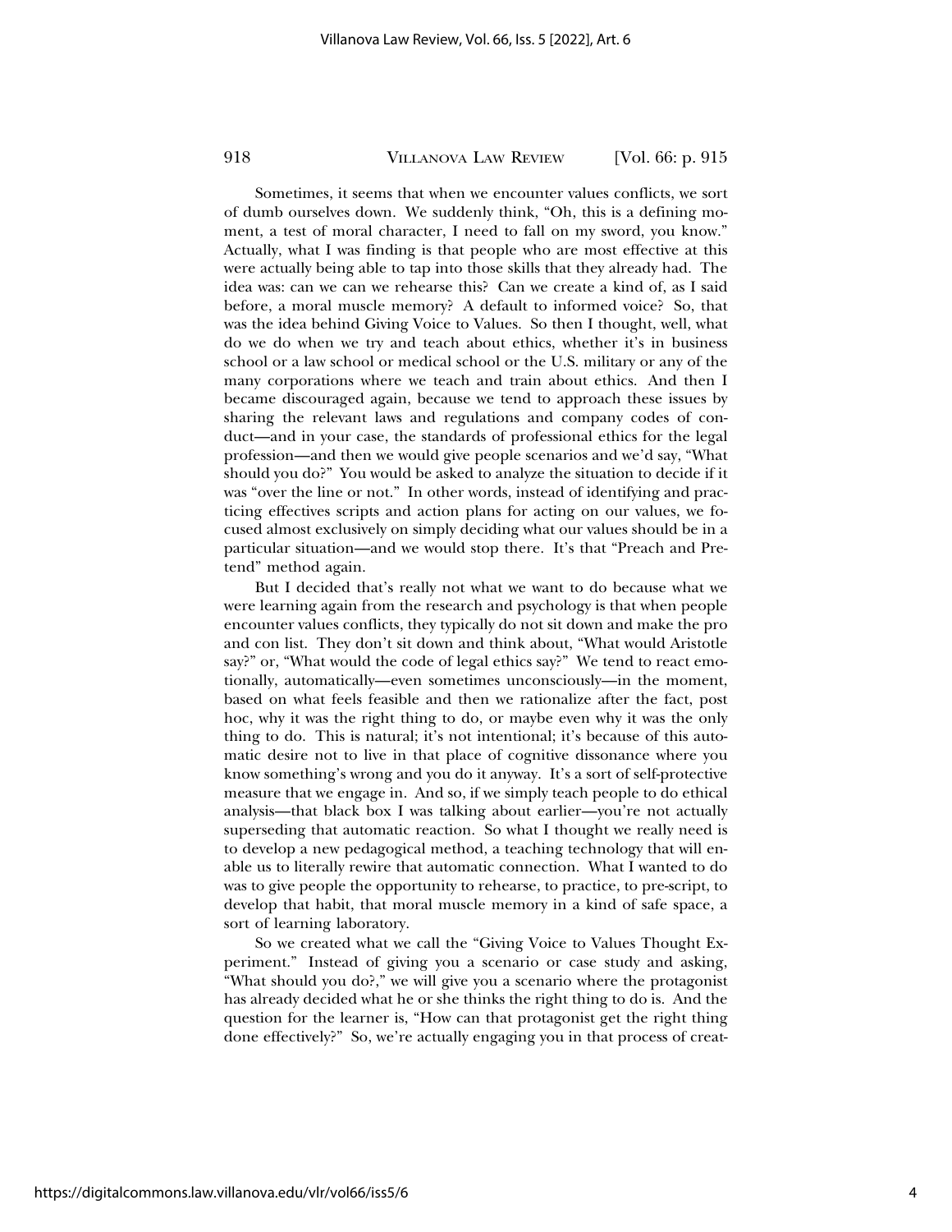Sometimes, it seems that when we encounter values conflicts, we sort of dumb ourselves down. We suddenly think, "Oh, this is a defining moment, a test of moral character, I need to fall on my sword, you know." Actually, what I was finding is that people who are most effective at this were actually being able to tap into those skills that they already had. The idea was: can we can we rehearse this? Can we create a kind of, as I said before, a moral muscle memory? A default to informed voice? So, that was the idea behind Giving Voice to Values. So then I thought, well, what do we do when we try and teach about ethics, whether it's in business school or a law school or medical school or the U.S. military or any of the many corporations where we teach and train about ethics. And then I became discouraged again, because we tend to approach these issues by sharing the relevant laws and regulations and company codes of conduct—and in your case, the standards of professional ethics for the legal profession—and then we would give people scenarios and we'd say, "What should you do?" You would be asked to analyze the situation to decide if it was "over the line or not." In other words, instead of identifying and practicing effectives scripts and action plans for acting on our values, we focused almost exclusively on simply deciding what our values should be in a particular situation—and we would stop there. It's that "Preach and Pretend" method again.

But I decided that's really not what we want to do because what we were learning again from the research and psychology is that when people encounter values conflicts, they typically do not sit down and make the pro and con list. They don't sit down and think about, "What would Aristotle say?" or, "What would the code of legal ethics say?" We tend to react emotionally, automatically—even sometimes unconsciously—in the moment, based on what feels feasible and then we rationalize after the fact, post hoc, why it was the right thing to do, or maybe even why it was the only thing to do. This is natural; it's not intentional; it's because of this automatic desire not to live in that place of cognitive dissonance where you know something's wrong and you do it anyway. It's a sort of self-protective measure that we engage in. And so, if we simply teach people to do ethical analysis—that black box I was talking about earlier—you're not actually superseding that automatic reaction. So what I thought we really need is to develop a new pedagogical method, a teaching technology that will enable us to literally rewire that automatic connection. What I wanted to do was to give people the opportunity to rehearse, to practice, to pre-script, to develop that habit, that moral muscle memory in a kind of safe space, a sort of learning laboratory.

So we created what we call the "Giving Voice to Values Thought Experiment." Instead of giving you a scenario or case study and asking, "What should you do?," we will give you a scenario where the protagonist has already decided what he or she thinks the right thing to do is. And the question for the learner is, "How can that protagonist get the right thing done effectively?" So, we're actually engaging you in that process of creat-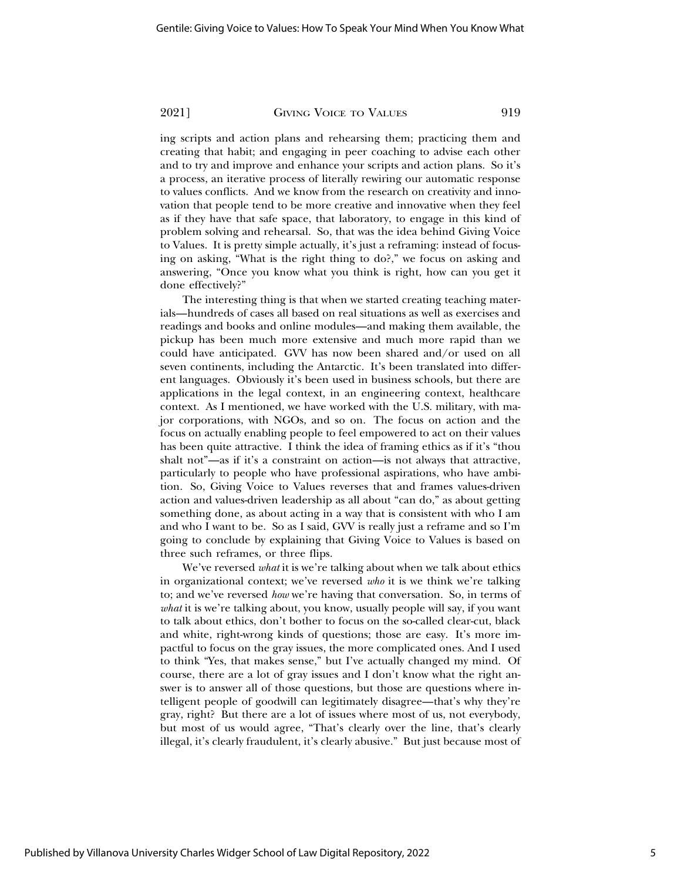ing scripts and action plans and rehearsing them; practicing them and creating that habit; and engaging in peer coaching to advise each other and to try and improve and enhance your scripts and action plans. So it's a process, an iterative process of literally rewiring our automatic response to values conflicts. And we know from the research on creativity and innovation that people tend to be more creative and innovative when they feel as if they have that safe space, that laboratory, to engage in this kind of problem solving and rehearsal. So, that was the idea behind Giving Voice to Values. It is pretty simple actually, it's just a reframing: instead of focusing on asking, "What is the right thing to do?," we focus on asking and answering, "Once you know what you think is right, how can you get it done effectively?"

The interesting thing is that when we started creating teaching materials—hundreds of cases all based on real situations as well as exercises and readings and books and online modules—and making them available, the pickup has been much more extensive and much more rapid than we could have anticipated. GVV has now been shared and/or used on all seven continents, including the Antarctic. It's been translated into different languages. Obviously it's been used in business schools, but there are applications in the legal context, in an engineering context, healthcare context. As I mentioned, we have worked with the U.S. military, with major corporations, with NGOs, and so on. The focus on action and the focus on actually enabling people to feel empowered to act on their values has been quite attractive. I think the idea of framing ethics as if it's "thou shalt not"—as if it's a constraint on action—is not always that attractive, particularly to people who have professional aspirations, who have ambition. So, Giving Voice to Values reverses that and frames values-driven action and values-driven leadership as all about "can do," as about getting something done, as about acting in a way that is consistent with who I am and who I want to be. So as I said, GVV is really just a reframe and so I'm going to conclude by explaining that Giving Voice to Values is based on three such reframes, or three flips.

We've reversed *what* it is we're talking about when we talk about ethics in organizational context; we've reversed *who* it is we think we're talking to; and we've reversed *how* we're having that conversation. So, in terms of *what* it is we're talking about, you know, usually people will say, if you want to talk about ethics, don't bother to focus on the so-called clear-cut, black and white, right-wrong kinds of questions; those are easy. It's more impactful to focus on the gray issues, the more complicated ones. And I used to think "Yes, that makes sense," but I've actually changed my mind. Of course, there are a lot of gray issues and I don't know what the right answer is to answer all of those questions, but those are questions where intelligent people of goodwill can legitimately disagree—that's why they're gray, right? But there are a lot of issues where most of us, not everybody, but most of us would agree, "That's clearly over the line, that's clearly illegal, it's clearly fraudulent, it's clearly abusive." But just because most of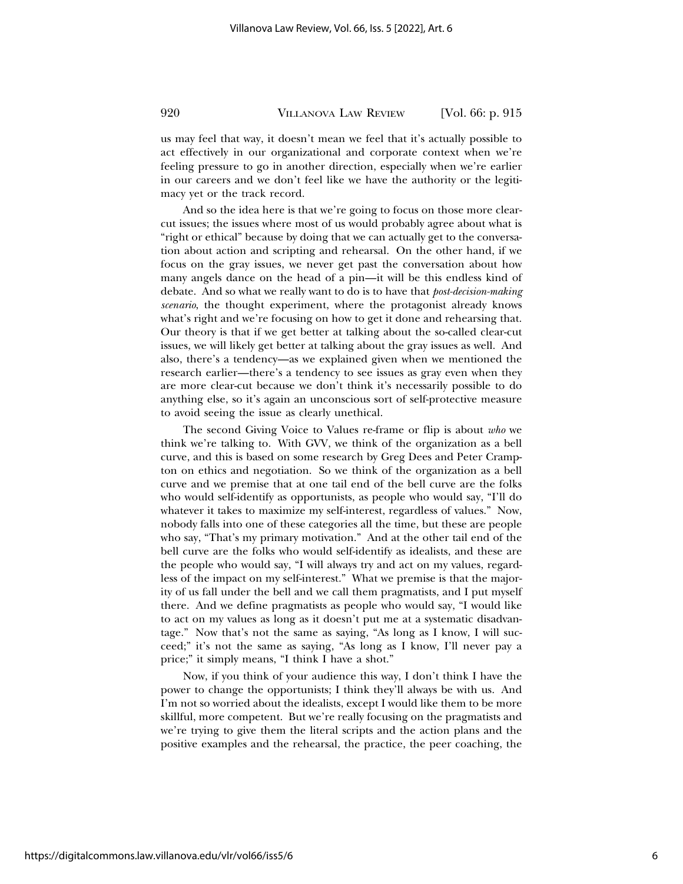us may feel that way, it doesn't mean we feel that it's actually possible to act effectively in our organizational and corporate context when we're feeling pressure to go in another direction, especially when we're earlier in our careers and we don't feel like we have the authority or the legitimacy yet or the track record.

And so the idea here is that we're going to focus on those more clear-cut issues; the issues where most of us would probably agree about what is "right or ethical" because by doing that we can actually get to the conversation about action and scripting and rehearsal. On the other hand, if we focus on the gray issues, we never get past the conversation about how many angels dance on the head of a pin—it will be this endless kind of debate. And so what we really want to do is to have that *post-decision-making scenario*, the thought experiment, where the protagonist already knows what's right and we're focusing on how to get it done and rehearsing that. Our theory is that if we get better at talking about the so-called clear-cut issues, we will likely get better at talking about the gray issues as well. And also, there's a tendency—as we explained given when we mentioned the research earlier—there's a tendency to see issues as gray even when they are more clear-cut because we don't think it's necessarily possible to do anything else, so it's again an unconscious sort of self-protective measure to avoid seeing the issue as clearly unethical.

The second Giving Voice to Values re-frame or flip is about *who* we think we're talking to. With GVV, we think of the organization as a bell curve, and this is based on some research by Greg Dees and Peter Crampton on ethics and negotiation. So we think of the organization as a bell curve and we premise that at one tail end of the bell curve are the folks who would self-identify as opportunists, as people who would say, "I'll do whatever it takes to maximize my self-interest, regardless of values." Now, nobody falls into one of these categories all the time, but these are people who say, "That's my primary motivation." And at the other tail end of the bell curve are the folks who would self-identify as idealists, and these are the people who would say, "I will always try and act on my values, regardless of the impact on my self-interest." What we premise is that the majority of us fall under the bell and we call them pragmatists, and I put myself there. And we define pragmatists as people who would say, "I would like to act on my values as long as it doesn't put me at a systematic disadvantage." Now that's not the same as saying, "As long as I know, I will succeed;" it's not the same as saying, "As long as I know, I'll never pay a price;" it simply means, "I think I have a shot."

Now, if you think of your audience this way, I don't think I have the power to change the opportunists; I think they'll always be with us. And I'm not so worried about the idealists, except I would like them to be more skillful, more competent. But we're really focusing on the pragmatists and we're trying to give them the literal scripts and the action plans and the positive examples and the rehearsal, the practice, the peer coaching, the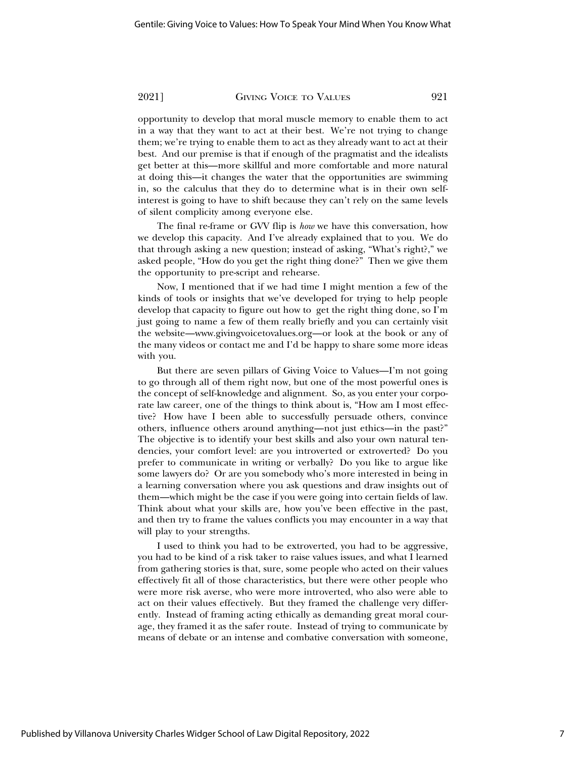opportunity to develop that moral muscle memory to enable them to act in a way that they want to act at their best. We're not trying to change them; we're trying to enable them to act as they already want to act at their best. And our premise is that if enough of the pragmatist and the idealists get better at this—more skillful and more comfortable and more natural at doing this—it changes the water that the opportunities are swimming in, so the calculus that they do to determine what is in their own self-interest is going to have to shift because they can't rely on the same levels of silent complicity among everyone else.

The final re-frame or GVV flip is *how* we have this conversation, how we develop this capacity. And I've already explained that to you. We do that through asking a new question; instead of asking, "What's right?," we asked people, "How do you get the right thing done?" Then we give them the opportunity to pre-script and rehearse.

Now, I mentioned that if we had time I might mention a few of the kinds of tools or insights that we've developed for trying to help people develop that capacity to figure out how to get the right thing done, so I'm just going to name a few of them really briefly and you can certainly visit the website—www.givingvoicetovalues.org—or look at the book or any of the many videos or contact me and I'd be happy to share some more ideas with you.

But there are seven pillars of Giving Voice to Values—I'm not going to go through all of them right now, but one of the most powerful ones is the concept of self-knowledge and alignment. So, as you enter your corporate law career, one of the things to think about is, "How am I most effective? How have I been able to successfully persuade others, convince others, influence others around anything—not just ethics—in the past?" The objective is to identify your best skills and also your own natural tendencies, your comfort level: are you introverted or extroverted? Do you prefer to communicate in writing or verbally? Do you like to argue like some lawyers do? Or are you somebody who's more interested in being in a learning conversation where you ask questions and draw insights out of them—which might be the case if you were going into certain fields of law. Think about what your skills are, how you've been effective in the past, and then try to frame the values conflicts you may encounter in a way that will play to your strengths.

I used to think you had to be extroverted, you had to be aggressive, you had to be kind of a risk taker to raise values issues, and what I learned from gathering stories is that, sure, some people who acted on their values effectively fit all of those characteristics, but there were other people who were more risk averse, who were more introverted, who also were able to act on their values effectively. But they framed the challenge very differently. Instead of framing acting ethically as demanding great moral courage, they framed it as the safer route. Instead of trying to communicate by means of debate or an intense and combative conversation with someone,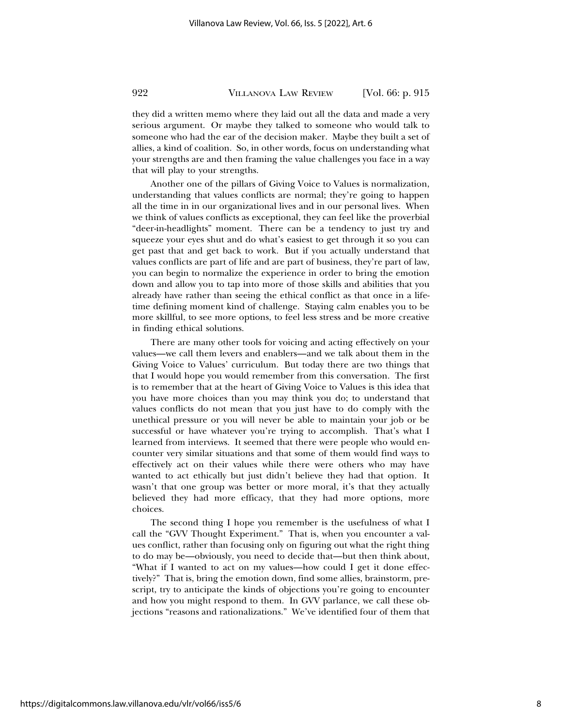they did a written memo where they laid out all the data and made a very serious argument. Or maybe they talked to someone who would talk to someone who had the ear of the decision maker. Maybe they built a set of allies, a kind of coalition. So, in other words, focus on understanding what your strengths are and then framing the value challenges you face in a way that will play to your strengths.

Another one of the pillars of Giving Voice to Values is normalization, understanding that values conflicts are normal; they're going to happen all the time in in our organizational lives and in our personal lives. When we think of values conflicts as exceptional, they can feel like the proverbial "deer-in-headlights" moment. There can be a tendency to just try and squeeze your eyes shut and do what's easiest to get through it so you can get past that and get back to work. But if you actually understand that values conflicts are part of life and are part of business, they're part of law, you can begin to normalize the experience in order to bring the emotion down and allow you to tap into more of those skills and abilities that you already have rather than seeing the ethical conflict as that once in a lifetime defining moment kind of challenge. Staying calm enables you to be more skillful, to see more options, to feel less stress and be more creative in finding ethical solutions.

There are many other tools for voicing and acting effectively on your values—we call them levers and enablers—and we talk about them in the Giving Voice to Values' curriculum. But today there are two things that that I would hope you would remember from this conversation. The first is to remember that at the heart of Giving Voice to Values is this idea that you have more choices than you may think you do; to understand that values conflicts do not mean that you just have to do comply with the unethical pressure or you will never be able to maintain your job or be successful or have whatever you're trying to accomplish. That's what I learned from interviews. It seemed that there were people who would encounter very similar situations and that some of them would find ways to effectively act on their values while there were others who may have wanted to act ethically but just didn't believe they had that option. It wasn't that one group was better or more moral, it's that they actually believed they had more efficacy, that they had more options, more choices.

The second thing I hope you remember is the usefulness of what I call the "GVV Thought Experiment." That is, when you encounter a values conflict, rather than focusing only on figuring out what the right thing to do may be—obviously, you need to decide that—but then think about, "What if I wanted to act on my values—how could I get it done effectively?" That is, bring the emotion down, find some allies, brainstorm, prescript, try to anticipate the kinds of objections you're going to encounter and how you might respond to them. In GVV parlance, we call these objections "reasons and rationalizations." We've identified four of them that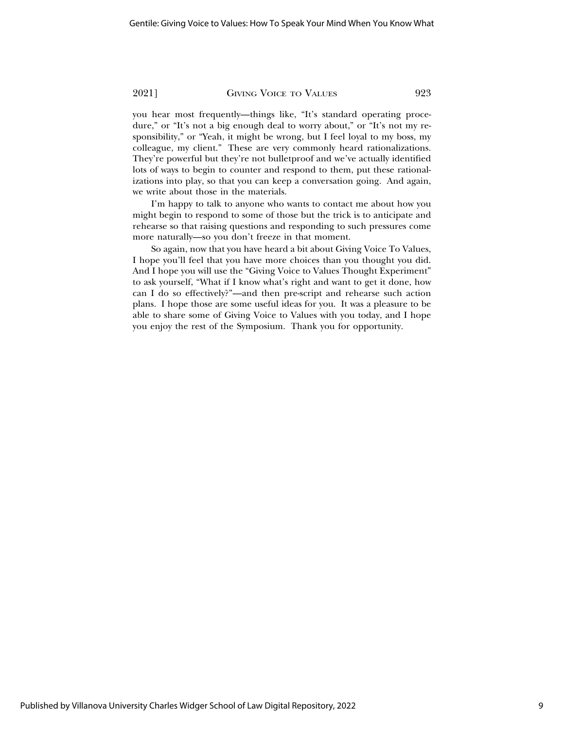you hear most frequently—things like, "It's standard operating procedure," or "It's not a big enough deal to worry about," or "It's not my responsibility," or "Yeah, it might be wrong, but I feel loyal to my boss, my colleague, my client." These are very commonly heard rationalizations. They're powerful but they're not bulletproof and we've actually identified lots of ways to begin to counter and respond to them, put these rationalizations into play, so that you can keep a conversation going. And again, we write about those in the materials.

I'm happy to talk to anyone who wants to contact me about how you might begin to respond to some of those but the trick is to anticipate and rehearse so that raising questions and responding to such pressures come more naturally—so you don't freeze in that moment.

So again, now that you have heard a bit about Giving Voice To Values, I hope you'll feel that you have more choices than you thought you did. And I hope you will use the "Giving Voice to Values Thought Experiment" to ask yourself, "What if I know what's right and want to get it done, how can I do so effectively?"—and then pre-script and rehearse such action plans. I hope those are some useful ideas for you. It was a pleasure to be able to share some of Giving Voice to Values with you today, and I hope you enjoy the rest of the Symposium. Thank you for opportunity.